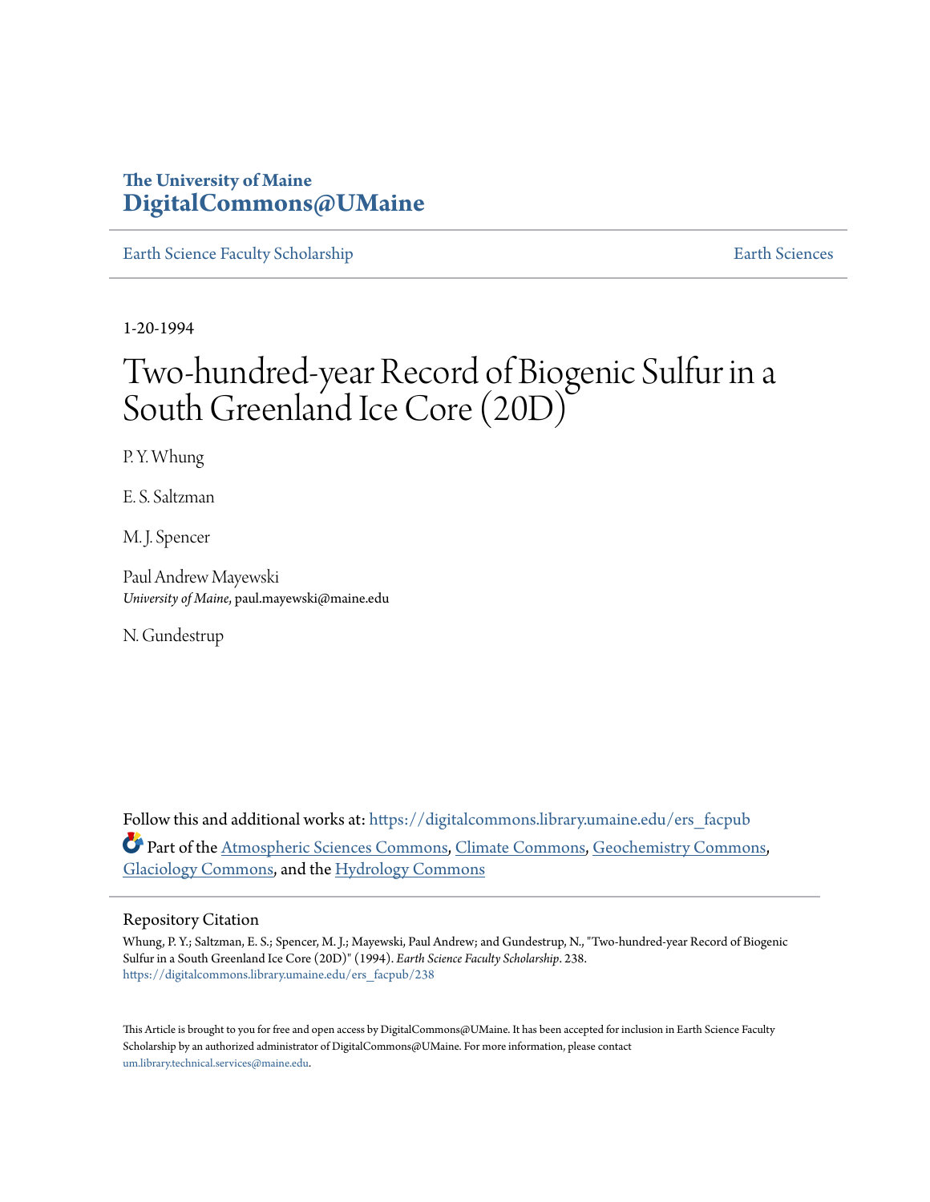The University of Maine
**DigitalCommons@UMaine**

Earth Science Faculty Scholarship | Earth Sciences

1-20-1994

# Two-hundred-year Record of Biogenic Sulfur in a South Greenland Ice Core (20D)

P. Y. Whung

E. S. Saltzman

M. J. Spencer

Paul Andrew Mayewski
*University of Maine*, paul.mayewski@maine.edu

N. Gundestrup

Follow this and additional works at: https://digitalcommons.library.umaine.edu/ers_facpub

Part of the Atmospheric Sciences Commons, Climate Commons, Geochemistry Commons, Glaciology Commons, and the Hydrology Commons

## Repository Citation

Whung, P. Y.; Saltzman, E. S.; Spencer, M. J.; Mayewski, Paul Andrew; and Gundestrup, N., "Two-hundred-year Record of Biogenic Sulfur in a South Greenland Ice Core (20D)" (1994). *Earth Science Faculty Scholarship*. 238.
https://digitalcommons.library.umaine.edu/ers_facpub/238

This Article is brought to you for free and open access by DigitalCommons@UMaine. It has been accepted for inclusion in Earth Science Faculty Scholarship by an authorized administrator of DigitalCommons@UMaine. For more information, please contact um.library.technical.services@maine.edu.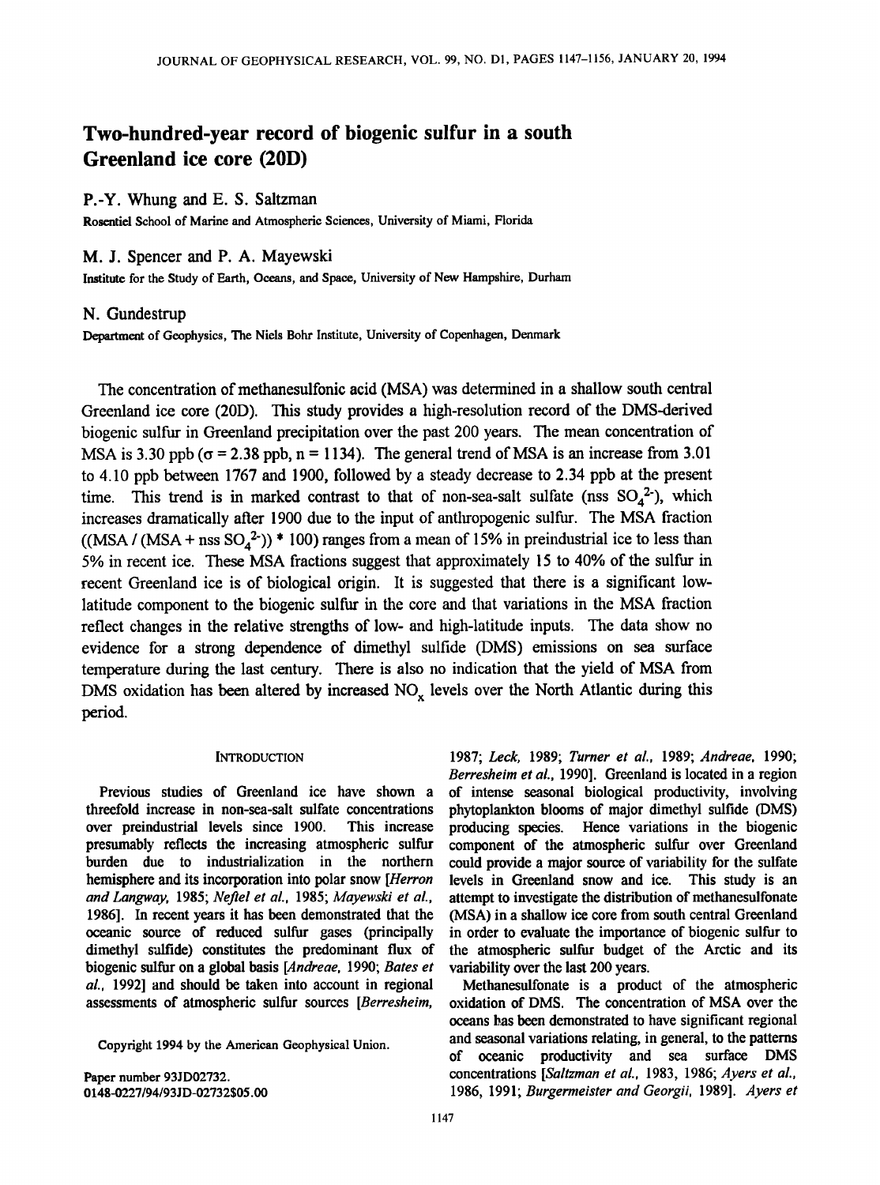# Two-hundred-year record of biogenic sulfur in a south Greenland ice core (20D)

**P.-Y. Whung and E. S. Saltzman**

Rosenstiel School of Marine and Atmospheric Sciences, University of Miami, Florida

**M. J. Spencer and P. A. Mayewski**

Institute for the Study of Earth, Oceans, and Space, University of New Hampshire, Durham

**N. Gundestrup**

Department of Geophysics, The Niels Bohr Institute, University of Copenhagen, Denmark

The concentration of methanesulfonic acid (MSA) was determined in a shallow south central Greenland ice core (20D). This study provides a high-resolution record of the DMS-derived biogenic sulfur in Greenland precipitation over the past 200 years. The mean concentration of MSA is 3.30 ppb ($\sigma = 2.38$ ppb, $n = 1134$). The general trend of MSA is an increase from 3.01 to 4.10 ppb between 1767 and 1900, followed by a steady decrease to 2.34 ppb at the present time. This trend is in marked contrast to that of non-sea-salt sulfate (nss $SO_4^{2-}$), which increases dramatically after 1900 due to the input of anthropogenic sulfur. The MSA fraction ((MSA / (MSA + nss $SO_4^{2-}$)) * 100) ranges from a mean of 15% in preindustrial ice to less than 5% in recent ice. These MSA fractions suggest that approximately 15 to 40% of the sulfur in recent Greenland ice is of biological origin. It is suggested that there is a significant low-latitude component to the biogenic sulfur in the core and that variations in the MSA fraction reflect changes in the relative strengths of low- and high-latitude inputs. The data show no evidence for a strong dependence of dimethyl sulfide (DMS) emissions on sea surface temperature during the last century. There is also no indication that the yield of MSA from DMS oxidation has been altered by increased $NO_x$ levels over the North Atlantic during this period.

## Introduction

Previous studies of Greenland ice have shown a threefold increase in non-sea-salt sulfate concentrations over preindustrial levels since 1900. This increase presumably reflects the increasing atmospheric sulfur burden due to industrialization in the northern hemisphere and its incorporation into polar snow [*Herron and Langway*, 1985; *Neftel et al.*, 1985; *Mayewski et al.*, 1986]. In recent years it has been demonstrated that the oceanic source of reduced sulfur gases (principally dimethyl sulfide) constitutes the predominant flux of biogenic sulfur on a global basis [*Andreae*, 1990; *Bates et al.*, 1992] and should be taken into account in regional assessments of atmospheric sulfur sources [*Berresheim*, 1987; *Leck*, 1989; *Turner et al.*, 1989; *Andreae*, 1990; *Berresheim et al.*, 1990]. Greenland is located in a region of intense seasonal biological productivity, involving phytoplankton blooms of major dimethyl sulfide (DMS) producing species. Hence variations in the biogenic component of the atmospheric sulfur over Greenland could provide a major source of variability for the sulfate levels in Greenland snow and ice. This study is an attempt to investigate the distribution of methanesulfonate (MSA) in a shallow ice core from south central Greenland in order to evaluate the importance of biogenic sulfur to the atmospheric sulfur budget of the Arctic and its variability over the last 200 years.

Methanesulfonate is a product of the atmospheric oxidation of DMS. The concentration of MSA over the oceans has been demonstrated to have significant regional and seasonal variations relating, in general, to the patterns of oceanic productivity and sea surface DMS concentrations [*Saltzman et al.*, 1983, 1986; *Ayers et al.*, 1986, 1991; *Burgermeister and Georgii*, 1989]. *Ayers et*

Copyright 1994 by the American Geophysical Union.

Paper number 93JD02732.
0148-0227/94/93JD-02732$05.00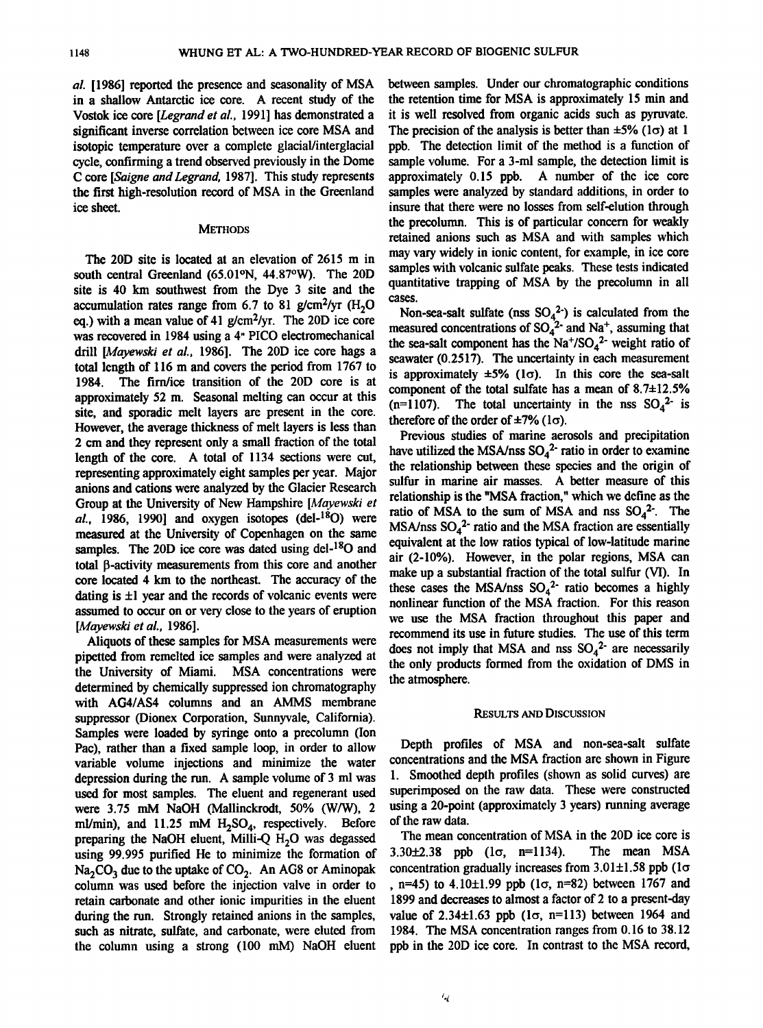*al.* [1986] reported the presence and seasonality of MSA in a shallow Antarctic ice core. A recent study of the Vostok ice core [*Legrand et al.*, 1991] has demonstrated a significant inverse correlation between ice core MSA and isotopic temperature over a complete glacial/interglacial cycle, confirming a trend observed previously in the Dome C core [*Saigne and Legrand*, 1987]. This study represents the first high-resolution record of MSA in the Greenland ice sheet.

## METHODS

The 20D site is located at an elevation of 2615 m in south central Greenland (65.01°N, 44.87°W). The 20D site is 40 km southwest from the Dye 3 site and the accumulation rates range from 6.7 to 81 g/cm²/yr ($H_2O$ eq.) with a mean value of 41 g/cm²/yr. The 20D ice core was recovered in 1984 using a 4" PICO electromechanical drill [*Mayewski et al.*, 1986]. The 20D ice core hags a total length of 116 m and covers the period from 1767 to 1984. The firn/ice transition of the 20D core is at approximately 52 m. Seasonal melting can occur at this site, and sporadic melt layers are present in the core. However, the average thickness of melt layers is less than 2 cm and they represent only a small fraction of the total length of the core. A total of 1134 sections were cut, representing approximately eight samples per year. Major anions and cations were analyzed by the Glacier Research Group at the University of New Hampshire [*Mayewski et al.*, 1986, 1990] and oxygen isotopes (del-$^{18}O$) were measured at the University of Copenhagen on the same samples. The 20D ice core was dated using del-$^{18}O$ and total β-activity measurements from this core and another core located 4 km to the northeast. The accuracy of the dating is ±1 year and the records of volcanic events were assumed to occur on or very close to the years of eruption [*Mayewski et al.*, 1986].

Aliquots of these samples for MSA measurements were pipetted from remelted ice samples and were analyzed at the University of Miami. MSA concentrations were determined by chemically suppressed ion chromatography with AG4/AS4 columns and an AMMS membrane suppressor (Dionex Corporation, Sunnyvale, California). Samples were loaded by syringe onto a precolumn (Ion Pac), rather than a fixed sample loop, in order to allow variable volume injections and minimize the water depression during the run. A sample volume of 3 ml was used for most samples. The eluent and regenerant used were 3.75 mM NaOH (Mallinckrodt, 50% (W/W), 2 ml/min), and 11.25 mM $H_2SO_4$, respectively. Before preparing the NaOH eluent, Milli-Q $H_2O$ was degassed using 99.995 purified He to minimize the formation of $Na_2CO_3$ due to the uptake of $CO_2$. An AG8 or Aminopak column was used before the injection valve in order to retain carbonate and other ionic impurities in the eluent during the run. Strongly retained anions in the samples, such as nitrate, sulfate, and carbonate, were eluted from the column using a strong (100 mM) NaOH eluent between samples. Under our chromatographic conditions the retention time for MSA is approximately 15 min and it is well resolved from organic acids such as pyruvate. The precision of the analysis is better than ±5% (1σ) at 1 ppb. The detection limit of the method is a function of sample volume. For a 3-ml sample, the detection limit is approximately 0.15 ppb. A number of the ice core samples were analyzed by standard additions, in order to insure that there were no losses from self-elution through the precolumn. This is of particular concern for weakly retained anions such as MSA and with samples which may vary widely in ionic content, for example, in ice core samples with volcanic sulfate peaks. These tests indicated quantitative trapping of MSA by the precolumn in all cases.

Non-sea-salt sulfate (nss $SO_4^{2-}$) is calculated from the measured concentrations of $SO_4^{2-}$ and $Na^+$, assuming that the sea-salt component has the $Na^+/SO_4^{2-}$ weight ratio of seawater (0.2517). The uncertainty in each measurement is approximately ±5% (1σ). In this core the sea-salt component of the total sulfate has a mean of 8.7±12.5% (n=1107). The total uncertainty in the nss $SO_4^{2-}$ is therefore of the order of ±7% (1σ).

Previous studies of marine aerosols and precipitation have utilized the MSA/nss $SO_4^{2-}$ ratio in order to examine the relationship between these species and the origin of sulfur in marine air masses. A better measure of this relationship is the "MSA fraction," which we define as the ratio of MSA to the sum of MSA and nss $SO_4^{2-}$. The MSA/nss $SO_4^{2-}$ ratio and the MSA fraction are essentially equivalent at the low ratios typical of low-latitude marine air (2-10%). However, in the polar regions, MSA can make up a substantial fraction of the total sulfur (VI). In these cases the MSA/nss $SO_4^{2-}$ ratio becomes a highly nonlinear function of the MSA fraction. For this reason we use the MSA fraction throughout this paper and recommend its use in future studies. The use of this term does not imply that MSA and nss $SO_4^{2-}$ are necessarily the only products formed from the oxidation of DMS in the atmosphere.

## RESULTS AND DISCUSSION

Depth profiles of MSA and non-sea-salt sulfate concentrations and the MSA fraction are shown in Figure 1. Smoothed depth profiles (shown as solid curves) are superimposed on the raw data. These were constructed using a 20-point (approximately 3 years) running average of the raw data.

The mean concentration of MSA in the 20D ice core is 3.30±2.38 ppb (1σ, n=1134). The mean MSA concentration gradually increases from 3.01±1.58 ppb (1σ, n=45) to 4.10±1.99 ppb (1σ, n=82) between 1767 and 1899 and decreases to almost a factor of 2 to a present-day value of 2.34±1.63 ppb (1σ, n=113) between 1964 and 1984. The MSA concentration ranges from 0.16 to 38.12 ppb in the 20D ice core. In contrast to the MSA record,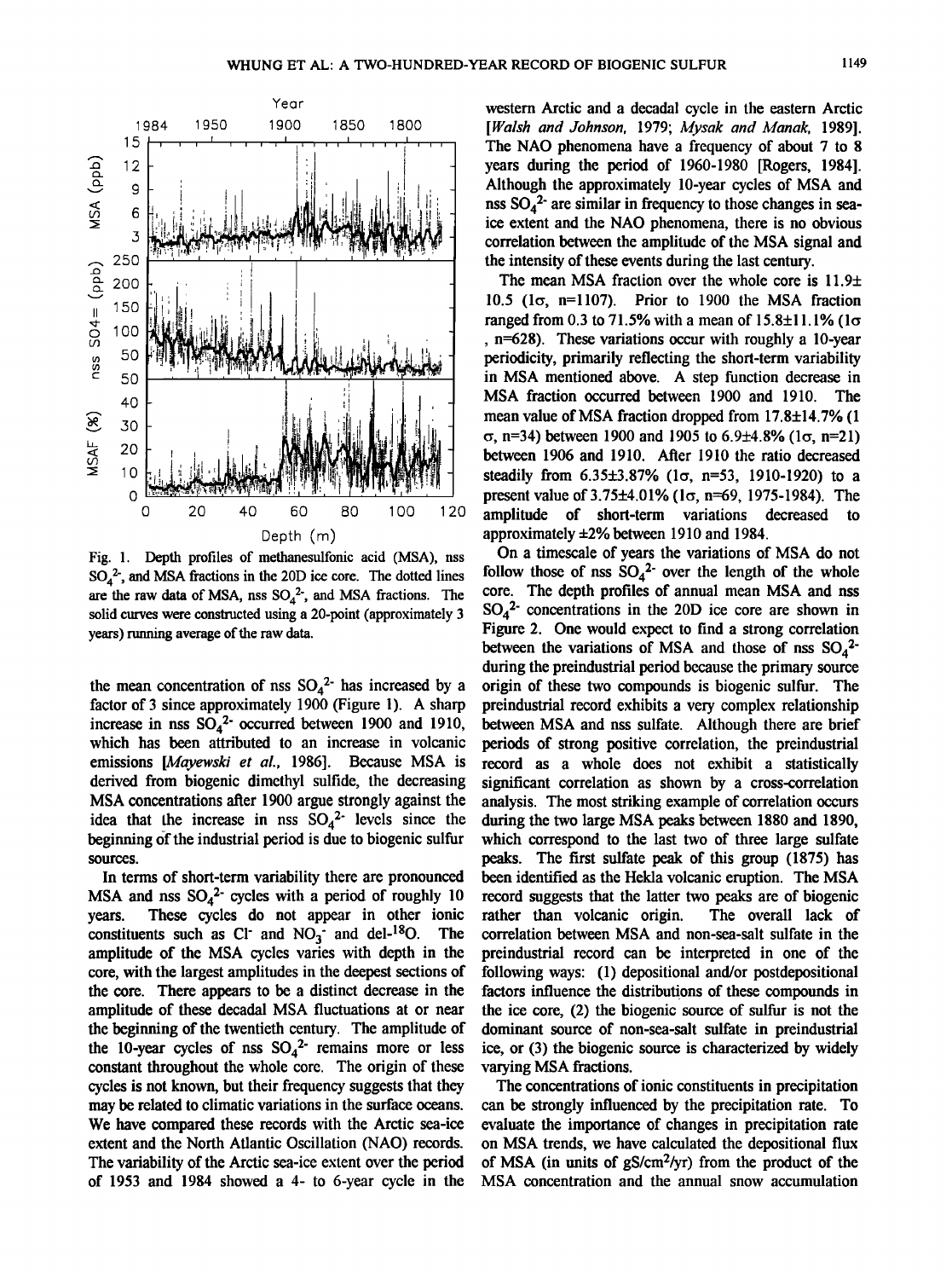Fig. 1. Depth profiles of methanesulfonic acid (MSA), nss $SO_4^{2-}$, and MSA fractions in the 20D ice core. The dotted lines are the raw data of MSA, nss $SO_4^{2-}$, and MSA fractions. The solid curves were constructed using a 20-point (approximately 3 years) running average of the raw data.

the mean concentration of nss $SO_4^{2-}$ has increased by a factor of 3 since approximately 1900 (Figure 1). A sharp increase in nss $SO_4^{2-}$ occurred between 1900 and 1910, which has been attributed to an increase in volcanic emissions [*Mayewski et al.*, 1986]. Because MSA is derived from biogenic dimethyl sulfide, the decreasing MSA concentrations after 1900 argue strongly against the idea that the increase in nss $SO_4^{2-}$ levels since the beginning of the industrial period is due to biogenic sulfur sources.

In terms of short-term variability there are pronounced MSA and nss $SO_4^{2-}$ cycles with a period of roughly 10 years. These cycles do not appear in other ionic constituents such as $Cl^-$ and $NO_3^-$ and del-$^{18}O$. The amplitude of the MSA cycles varies with depth in the core, with the largest amplitudes in the deepest sections of the core. There appears to be a distinct decrease in the amplitude of these decadal MSA fluctuations at or near the beginning of the twentieth century. The amplitude of the 10-year cycles of nss $SO_4^{2-}$ remains more or less constant throughout the whole core. The origin of these cycles is not known, but their frequency suggests that they may be related to climatic variations in the surface oceans. We have compared these records with the Arctic sea-ice extent and the North Atlantic Oscillation (NAO) records. The variability of the Arctic sea-ice extent over the period of 1953 and 1984 showed a 4- to 6-year cycle in the western Arctic and a decadal cycle in the eastern Arctic [*Walsh and Johnson*, 1979; *Mysak and Manak*, 1989]. The NAO phenomena have a frequency of about 7 to 8 years during the period of 1960-1980 [Rogers, 1984]. Although the approximately 10-year cycles of MSA and nss $SO_4^{2-}$ are similar in frequency to those changes in sea-ice extent and the NAO phenomena, there is no obvious correlation between the amplitude of the MSA signal and the intensity of these events during the last century.

The mean MSA fraction over the whole core is 11.9± 10.5 (1σ, n=1107). Prior to 1900 the MSA fraction ranged from 0.3 to 71.5% with a mean of 15.8±11.1% (1σ, n=628). These variations occur with roughly a 10-year periodicity, primarily reflecting the short-term variability in MSA mentioned above. A step function decrease in MSA fraction occurred between 1900 and 1910. The mean value of MSA fraction dropped from 17.8±14.7% (1 σ, n=34) between 1900 and 1905 to 6.9±4.8% (1σ, n=21) between 1906 and 1910. After 1910 the ratio decreased steadily from 6.35±3.87% (1σ, n=53, 1910-1920) to a present value of 3.75±4.01% (1σ, n=69, 1975-1984). The amplitude of short-term variations decreased to approximately ±2% between 1910 and 1984.

On a timescale of years the variations of MSA do not follow those of nss $SO_4^{2-}$ over the length of the whole core. The depth profiles of annual mean MSA and nss $SO_4^{2-}$ concentrations in the 20D ice core are shown in Figure 2. One would expect to find a strong correlation between the variations of MSA and those of nss $SO_4^{2-}$ during the preindustrial period because the primary source origin of these two compounds is biogenic sulfur. The preindustrial record exhibits a very complex relationship between MSA and nss sulfate. Although there are brief periods of strong positive correlation, the preindustrial record as a whole does not exhibit a statistically significant correlation as shown by a cross-correlation analysis. The most striking example of correlation occurs during the two large MSA peaks between 1880 and 1890, which correspond to the last two of three large sulfate peaks. The first sulfate peak of this group (1875) has been identified as the Hekla volcanic eruption. The MSA record suggests that the latter two peaks are of biogenic rather than volcanic origin. The overall lack of correlation between MSA and non-sea-salt sulfate in the preindustrial record can be interpreted in one of the following ways: (1) depositional and/or postdepositional factors influence the distributions of these compounds in the ice core, (2) the biogenic source of sulfur is not the dominant source of non-sea-salt sulfate in preindustrial ice, or (3) the biogenic source is characterized by widely varying MSA fractions.

The concentrations of ionic constituents in precipitation can be strongly influenced by the precipitation rate. To evaluate the importance of changes in precipitation rate on MSA trends, we have calculated the depositional flux of MSA (in units of $gS/cm^2/yr$) from the product of the MSA concentration and the annual snow accumulation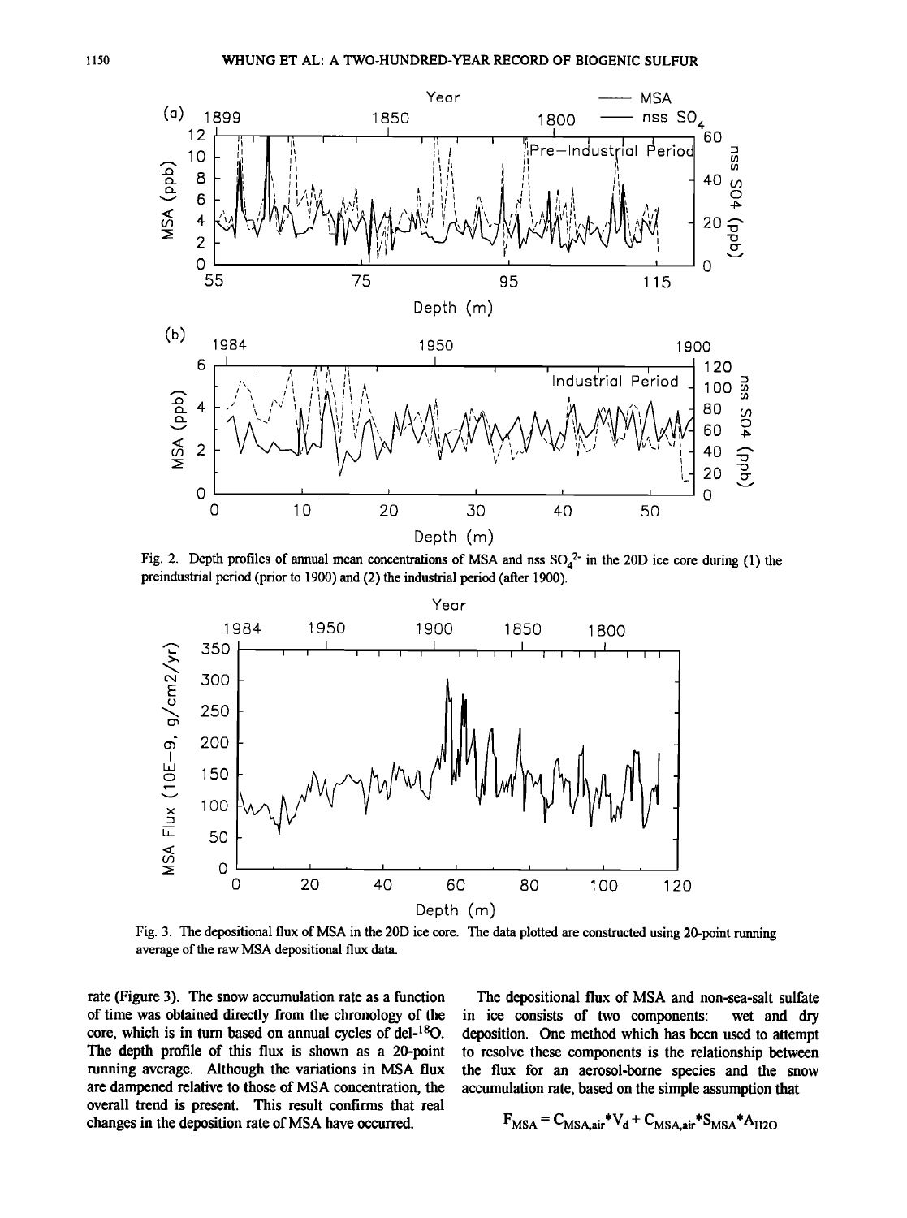Fig. 2. Depth profiles of annual mean concentrations of MSA and nss $SO_4^{2-}$ in the 20D ice core during (1) the preindustrial period (prior to 1900) and (2) the industrial period (after 1900).

Fig. 3. The depositional flux of MSA in the 20D ice core. The data plotted are constructed using 20-point running average of the raw MSA depositional flux data.

rate (Figure 3). The snow accumulation rate as a function of time was obtained directly from the chronology of the core, which is in turn based on annual cycles of del-$^{18}$O. The depth profile of this flux is shown as a 20-point running average. Although the variations in MSA flux are dampened relative to those of MSA concentration, the overall trend is present. This result confirms that real changes in the deposition rate of MSA have occurred.

The depositional flux of MSA and non-sea-salt sulfate in ice consists of two components: wet and dry deposition. One method which has been used to attempt to resolve these components is the relationship between the flux for an aerosol-borne species and the snow accumulation rate, based on the simple assumption that

$$F_{MSA} = C_{MSA,air} * V_d + C_{MSA,air} * S_{MSA} * A_{H2O}$$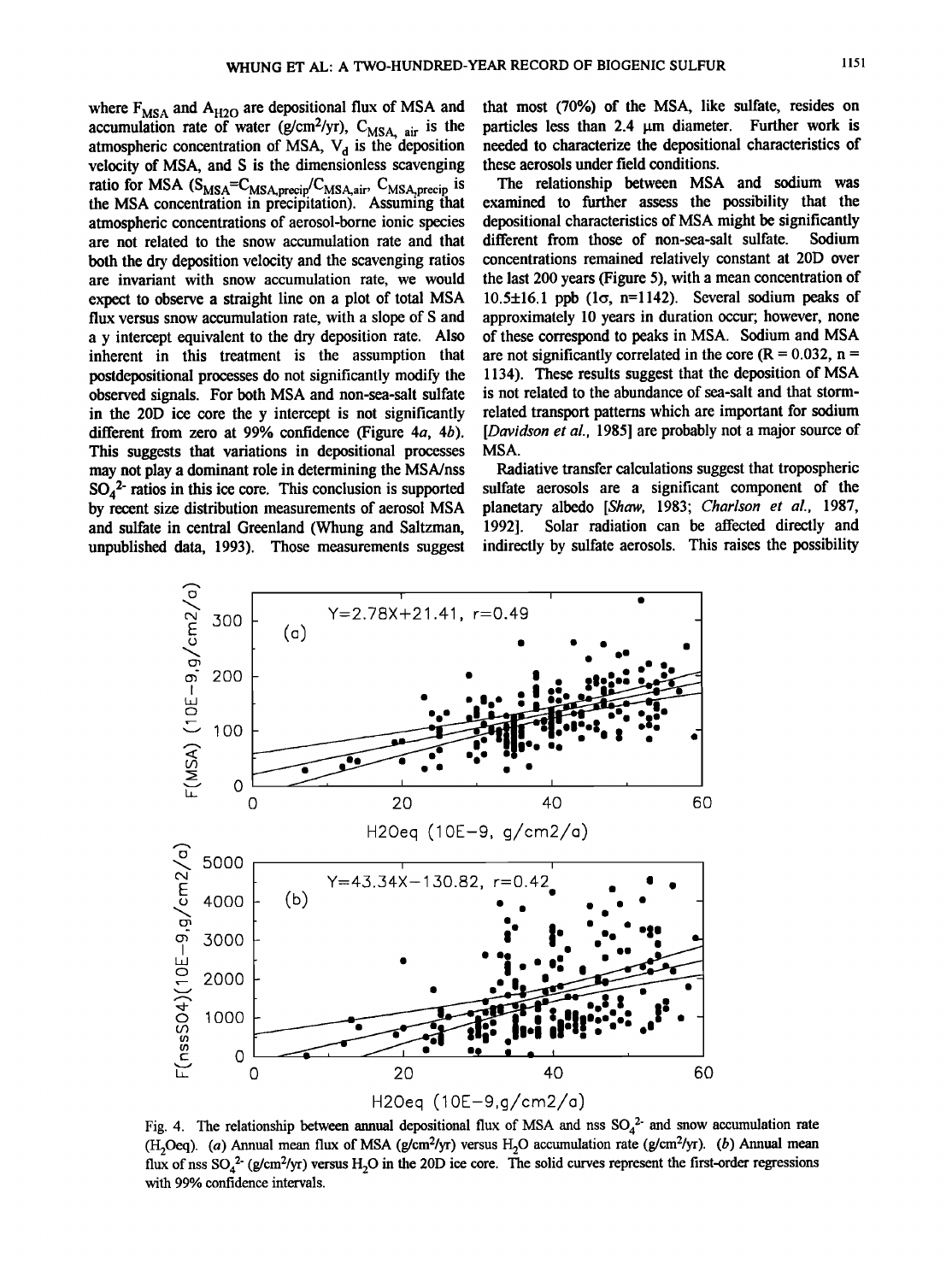where $F_{MSA}$ and $A_{H2O}$ are depositional flux of MSA and accumulation rate of water (g/cm²/yr), $C_{MSA,\ air}$ is the atmospheric concentration of MSA, $V_d$ is the deposition velocity of MSA, and S is the dimensionless scavenging ratio for MSA ($S_{MSA}=C_{MSA,precip}/C_{MSA,air}$, $C_{MSA,precip}$ is the MSA concentration in precipitation). Assuming that atmospheric concentrations of aerosol-borne ionic species are not related to the snow accumulation rate and that both the dry deposition velocity and the scavenging ratios are invariant with snow accumulation rate, we would expect to observe a straight line on a plot of total MSA flux versus snow accumulation rate, with a slope of S and a y intercept equivalent to the dry deposition rate. Also inherent in this treatment is the assumption that postdepositional processes do not significantly modify the observed signals. For both MSA and non-sea-salt sulfate in the 20D ice core the y intercept is not significantly different from zero at 99% confidence (Figure 4*a*, 4*b*). This suggests that variations in depositional processes may not play a dominant role in determining the MSA/nss $SO_4^{2-}$ ratios in this ice core. This conclusion is supported by recent size distribution measurements of aerosol MSA and sulfate in central Greenland (Whung and Saltzman, unpublished data, 1993). Those measurements suggest that most (70%) of the MSA, like sulfate, resides on particles less than 2.4 μm diameter. Further work is needed to characterize the depositional characteristics of these aerosols under field conditions.

The relationship between MSA and sodium was examined to further assess the possibility that the depositional characteristics of MSA might be significantly different from those of non-sea-salt sulfate. Sodium concentrations remained relatively constant at 20D over the last 200 years (Figure 5), with a mean concentration of 10.5±16.1 ppb (1σ, n=1142). Several sodium peaks of approximately 10 years in duration occur; however, none of these correspond to peaks in MSA. Sodium and MSA are not significantly correlated in the core (R = 0.032, n = 1134). These results suggest that the deposition of MSA is not related to the abundance of sea-salt and that storm-related transport patterns which are important for sodium [*Davidson et al.*, 1985] are probably not a major source of MSA.

Radiative transfer calculations suggest that tropospheric sulfate aerosols are a significant component of the planetary albedo [*Shaw*, 1983; *Charlson et al.*, 1987, 1992]. Solar radiation can be affected directly and indirectly by sulfate aerosols. This raises the possibility

Fig. 4. The relationship between annual depositional flux of MSA and nss $SO_4^{2-}$ and snow accumulation rate ($H_2O$eq). (*a*) Annual mean flux of MSA (g/cm²/yr) versus $H_2O$ accumulation rate (g/cm²/yr). (*b*) Annual mean flux of nss $SO_4^{2-}$ (g/cm²/yr) versus $H_2O$ in the 20D ice core. The solid curves represent the first-order regressions with 99% confidence intervals.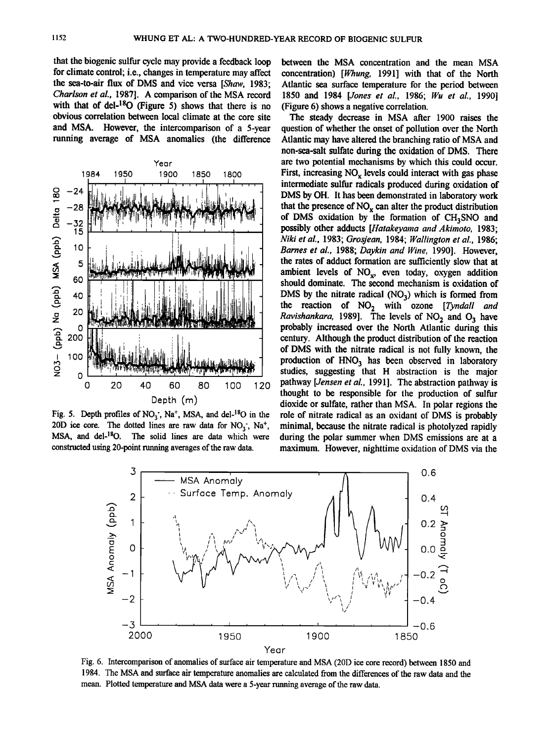that the biogenic sulfur cycle may provide a feedback loop for climate control; i.e., changes in temperature may affect the sea-to-air flux of DMS and vice versa [*Shaw*, 1983; *Charlson et al.*, 1987]. A comparison of the MSA record with that of del-$^{18}$O (Figure 5) shows that there is no obvious correlation between local climate at the core site and MSA. However, the intercomparison of a 5-year running average of MSA anomalies (the difference between the MSA concentration and the mean MSA concentration) [*Whung*, 1991] with that of the North Atlantic sea surface temperature for the period between 1850 and 1984 [*Jones et al.*, 1986; *Wu et al.*, 1990] (Figure 6) shows a negative correlation.

Fig. 5. Depth profiles of $NO_3^-$, $Na^+$, MSA, and del-$^{18}$O in the 20D ice core. The dotted lines are raw data for $NO_3^-$, $Na^+$, MSA, and del-$^{18}$O. The solid lines are data which were constructed using 20-point running averages of the raw data.

The steady decrease in MSA after 1900 raises the question of whether the onset of pollution over the North Atlantic may have altered the branching ratio of MSA and non-sea-salt sulfate during the oxidation of DMS. There are two potential mechanisms by which this could occur. First, increasing $NO_x$ levels could interact with gas phase intermediate sulfur radicals produced during oxidation of DMS by OH. It has been demonstrated in laboratory work that the presence of $NO_x$ can alter the product distribution of DMS oxidation by the formation of $CH_3SNO$ and possibly other adducts [*Hatakeyama and Akimoto*, 1983; *Niki et al.*, 1983; *Grosjean*, 1984; *Wallington et al.*, 1986; *Barnes et al.*, 1988; *Daykin and Wine*, 1990]. However, the rates of adduct formation are sufficiently slow that at ambient levels of $NO_x$, even today, oxygen addition should dominate. The second mechanism is oxidation of DMS by the nitrate radical ($NO_3$) which is formed from the reaction of $NO_2$ with ozone [*Tyndall and Ravishankara*, 1989]. The levels of $NO_2$ and $O_3$ have probably increased over the North Atlantic during this century. Although the product distribution of the reaction of DMS with the nitrate radical is not fully known, the production of $HNO_3$ has been observed in laboratory studies, suggesting that H abstraction is the major pathway [*Jensen et al.*, 1991]. The abstraction pathway is thought to be responsible for the production of sulfur dioxide or sulfate, rather than MSA. In polar regions the role of nitrate radical as an oxidant of DMS is probably minimal, because the nitrate radical is photolyzed rapidly during the polar summer when DMS emissions are at a maximum. However, nighttime oxidation of DMS via the

Fig. 6. Intercomparison of anomalies of surface air temperature and MSA (20D ice core record) between 1850 and 1984. The MSA and surface air temperature anomalies are calculated from the differences of the raw data and the mean. Plotted temperature and MSA data were a 5-year running average of the raw data.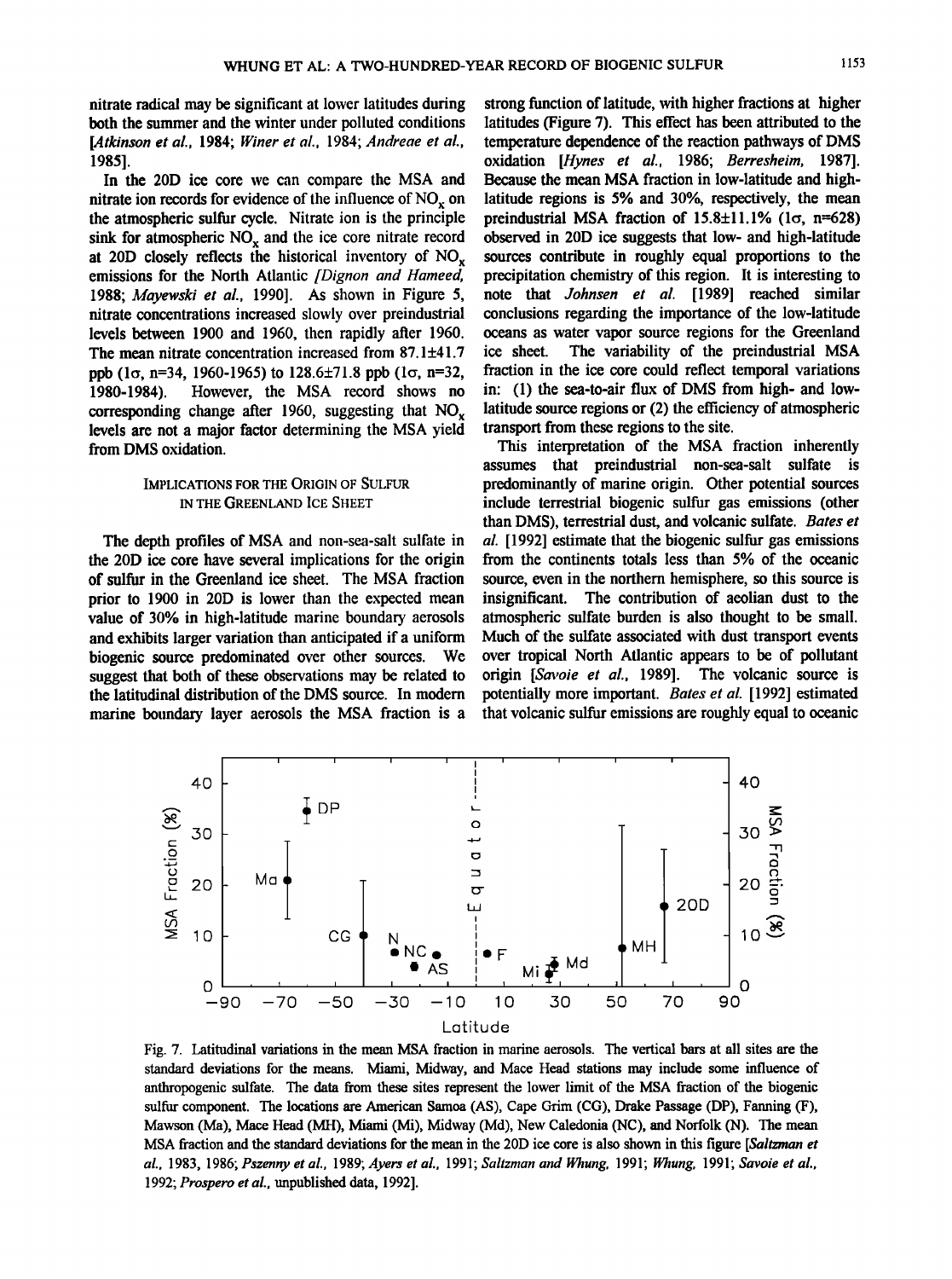nitrate radical may be significant at lower latitudes during both the summer and the winter under polluted conditions [*Atkinson et al.*, 1984; *Winer et al.*, 1984; *Andreae et al.*, 1985].

In the 20D ice core we can compare the MSA and nitrate ion records for evidence of the influence of $NO_x$ on the atmospheric sulfur cycle. Nitrate ion is the principle sink for atmospheric $NO_x$ and the ice core nitrate record at 20D closely reflects the historical inventory of $NO_x$ emissions for the North Atlantic [*Dignon and Hameed*, 1988; *Mayewski et al.*, 1990]. As shown in Figure 5, nitrate concentrations increased slowly over preindustrial levels between 1900 and 1960, then rapidly after 1960. The mean nitrate concentration increased from 87.1±41.7 ppb (1σ, n=34, 1960-1965) to 128.6±71.8 ppb (1σ, n=32, 1980-1984). However, the MSA record shows no corresponding change after 1960, suggesting that $NO_x$ levels are not a major factor determining the MSA yield from DMS oxidation.

## Implications for the Origin of Sulfur in the Greenland Ice Sheet

The depth profiles of MSA and non-sea-salt sulfate in the 20D ice core have several implications for the origin of sulfur in the Greenland ice sheet. The MSA fraction prior to 1900 in 20D is lower than the expected mean value of 30% in high-latitude marine boundary aerosols and exhibits larger variation than anticipated if a uniform biogenic source predominated over other sources. We suggest that both of these observations may be related to the latitudinal distribution of the DMS source. In modern marine boundary layer aerosols the MSA fraction is a strong function of latitude, with higher fractions at higher latitudes (Figure 7). This effect has been attributed to the temperature dependence of the reaction pathways of DMS oxidation [*Hynes et al.*, 1986; *Berresheim*, 1987]. Because the mean MSA fraction in low-latitude and high-latitude regions is 5% and 30%, respectively, the mean preindustrial MSA fraction of 15.8±11.1% (1σ, n=628) observed in 20D ice suggests that low- and high-latitude sources contribute in roughly equal proportions to the precipitation chemistry of this region. It is interesting to note that *Johnsen et al.* [1989] reached similar conclusions regarding the importance of the low-latitude oceans as water vapor source regions for the Greenland ice sheet. The variability of the preindustrial MSA fraction in the ice core could reflect temporal variations in: (1) the sea-to-air flux of DMS from high- and low-latitude source regions or (2) the efficiency of atmospheric transport from these regions to the site.

This interpretation of the MSA fraction inherently assumes that preindustrial non-sea-salt sulfate is predominantly of marine origin. Other potential sources include terrestrial biogenic sulfur gas emissions (other than DMS), terrestrial dust, and volcanic sulfate. *Bates et al.* [1992] estimate that the biogenic sulfur gas emissions from the continents totals less than 5% of the oceanic source, even in the northern hemisphere, so this source is insignificant. The contribution of aeolian dust to the atmospheric sulfate burden is also thought to be small. Much of the sulfate associated with dust transport events over tropical North Atlantic appears to be of pollutant origin [*Savoie et al.*, 1989]. The volcanic source is potentially more important. *Bates et al.* [1992] estimated that volcanic sulfur emissions are roughly equal to oceanic

Fig. 7. Latitudinal variations in the mean MSA fraction in marine aerosols. The vertical bars at all sites are the standard deviations for the means. Miami, Midway, and Mace Head stations may include some influence of anthropogenic sulfate. The data from these sites represent the lower limit of the MSA fraction of the biogenic sulfur component. The locations are American Samoa (AS), Cape Grim (CG), Drake Passage (DP), Fanning (F), Mawson (Ma), Mace Head (MH), Miami (Mi), Midway (Md), New Caledonia (NC), and Norfolk (N). The mean MSA fraction and the standard deviations for the mean in the 20D ice core is also shown in this figure [*Saltzman et al.*, 1983, 1986; *Pszenny et al.*, 1989; *Ayers et al.*, 1991; *Saltzman and Whung*, 1991; *Whung*, 1991; *Savoie et al.*, 1992; *Prospero et al.*, unpublished data, 1992].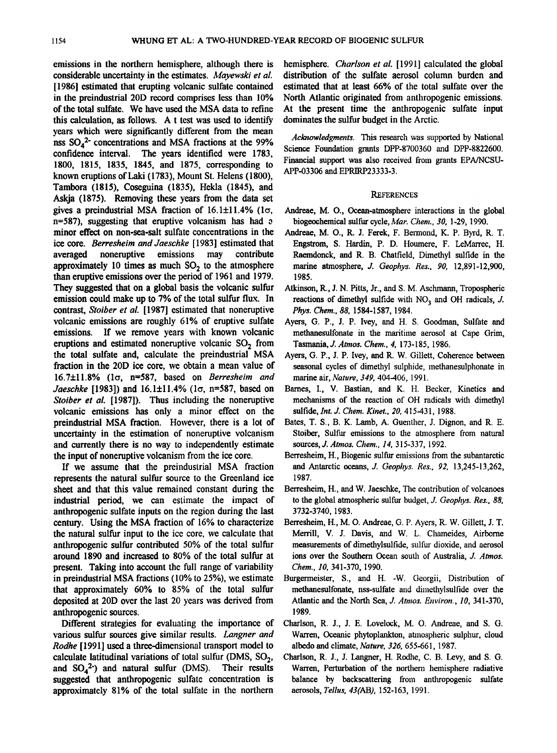emissions in the northern hemisphere, although there is considerable uncertainty in the estimates. *Mayewski et al.* [1986] estimated that erupting volcanic sulfate contained in the preindustrial 20D record comprises less than 10% of the total sulfate. We have used the MSA data to refine this calculation, as follows. A t test was used to identify years which were significantly different from the mean nss $SO_4^{2-}$ concentrations and MSA fractions at the 99% confidence interval. The years identified were 1783, 1800, 1815, 1835, 1845, and 1875, corresponding to known eruptions of Laki (1783), Mount St. Helens (1800), Tambora (1815), Coseguina (1835), Hekla (1845), and Askja (1875). Removing these years from the data set gives a preindustrial MSA fraction of 16.1±11.4% (1σ, n=587), suggesting that eruptive volcanism has had a minor effect on non-sea-salt sulfate concentrations in the ice core. *Berresheim and Jaeschke* [1983] estimated that averaged noneruptive emissions may contribute approximately 10 times as much $SO_2$ to the atmosphere than eruptive emissions over the period of 1961 and 1979. They suggested that on a global basis the volcanic sulfur emission could make up to 7% of the total sulfur flux. In contrast, *Stoiber et al.* [1987] estimated that noneruptive volcanic emissions are roughly 61% of eruptive sulfate emissions. If we remove years with known volcanic eruptions and estimated noneruptive volcanic $SO_2$ from the total sulfate and, calculate the preindustrial MSA fraction in the 20D ice core, we obtain a mean value of 16.7±11.8% (1σ, n=587, based on *Berresheim and Jaeschke* [1983]) and 16.1±11.4% (1σ, n=587, based on *Stoiber et al.* [1987]). Thus including the noneruptive volcanic emissions has only a minor effect on the preindustrial MSA fraction. However, there is a lot of uncertainty in the estimation of noneruptive volcanism and currently there is no way to independently estimate the input of noneruptive volcanism from the ice core.

If we assume that the preindustrial MSA fraction represents the natural sulfur source to the Greenland ice sheet and that this value remained constant during the industrial period, we can estimate the impact of anthropogenic sulfate inputs on the region during the last century. Using the MSA fraction of 16% to characterize the natural sulfur input to the ice core, we calculate that anthropogenic sulfur contributed 50% of the total sulfur around 1890 and increased to 80% of the total sulfur at present. Taking into account the full range of variability in preindustrial MSA fractions (10% to 25%), we estimate that approximately 60% to 85% of the total sulfur deposited at 20D over the last 20 years was derived from anthropogenic sources.

Different strategies for evaluating the importance of various sulfur sources give similar results. *Langner and Rodhe* [1991] used a three-dimensional transport model to calculate latitudinal variations of total sulfur (DMS, $SO_2$, and $SO_4^{2-}$) and natural sulfur (DMS). Their results suggested that anthropogenic sulfate concentration is approximately 81% of the total sulfate in the northern hemisphere. *Charlson et al.* [1991] calculated the global distribution of the sulfate aerosol column burden and estimated that at least 66% of the total sulfate over the North Atlantic originated from anthropogenic emissions. At the present time the anthropogenic sulfate input dominates the sulfur budget in the Arctic.

*Acknowledgments.* This research was supported by National Science Foundation grants DPP-8700360 and DPP-8822600. Financial support was also received from grants EPA/NCSU-APP-03306 and EPRIRP23333-3.

## References

Andreae, M. O., Ocean-atmosphere interactions in the global biogeochemical sulfur cycle, *Mar. Chem.*, *30*, 1-29, 1990.

Andreae, M. O., R. J. Ferek, F. Bermond, K. P. Byrd, R. T. Engstrom, S. Hardin, P. D. Houmere, F. LeMarrec, H. Raemdonck, and R. B. Chatfield, Dimethyl sulfide in the marine atmosphere, *J. Geophys. Res.*, *90*, 12,891-12,900, 1985.

Atkinson, R., J. N. Pitts, Jr., and S. M. Aschmann, Tropospheric reactions of dimethyl sulfide with $NO_3$ and OH radicals, *J. Phys. Chem.*, *88*, 1584-1587, 1984.

Ayers, G. P., J. P. Ivey, and H. S. Goodman, Sulfate and methanesulfonate in the maritime aerosol at Cape Grim, Tasmania, *J. Atmos. Chem.*, *4*, 173-185, 1986.

Ayers, G. P., J. P. Ivey, and R. W. Gillett, Coherence between seasonal cycles of dimethyl sulphide, methanesulphonate in marine air, *Nature*, *349*, 404-406, 1991.

Barnes, I., V. Bastian, and K. H. Becker, Kinetics and mechanisms of the reaction of OH radicals with dimethyl sulfide, *Int. J. Chem. Kinet.*, *20*, 415-431, 1988.

Bates, T. S., B. K. Lamb, A. Guenther, J. Dignon, and R. E. Stoiber, Sulfur emissions to the atmosphere from natural sources, *J. Atmos. Chem.*, *14*, 315-337, 1992.

Berresheim, H., Biogenic sulfur emissions from the subantarctic and Antarctic oceans, *J. Geophys. Res.*, *92*, 13,245-13,262, 1987.

Berresheim, H., and W. Jaeschke, The contribution of volcanoes to the global atmospheric sulfur budget, *J. Geophys. Res.*, *88*, 3732-3740, 1983.

Berresheim, H., M. O. Andreae, G. P. Ayers, R. W. Gillett, J. T. Merrill, V. J. Davis, and W. L. Chameides, Airborne measurements of dimethylsulfide, sulfur dioxide, and aerosol ions over the Southern Ocean south of Australia, *J. Atmos. Chem.*, *10*, 341-370, 1990.

Burgermeister, S., and H. -W. Georgii, Distribution of methanesulfonate, nss-sulfate and dimethylsulfide over the Atlantic and the North Sea, *J. Atmos. Environ.*, *10*, 341-370, 1989.

Charlson, R. J., J. E. Lovelock, M. O. Andreae, and S. G. Warren, Oceanic phytoplankton, atmospheric sulphur, cloud albedo and climate, *Nature*, *326*, 655-661, 1987.

Charlson, R. J., J. Langner, H. Rodhe, C. B. Levy, and S. G. Warren, Perturbation of the northern hemisphere radiative balance by backscattering from anthropogenic sulfate aerosols, *Tellus*, *43(AB)*, 152-163, 1991.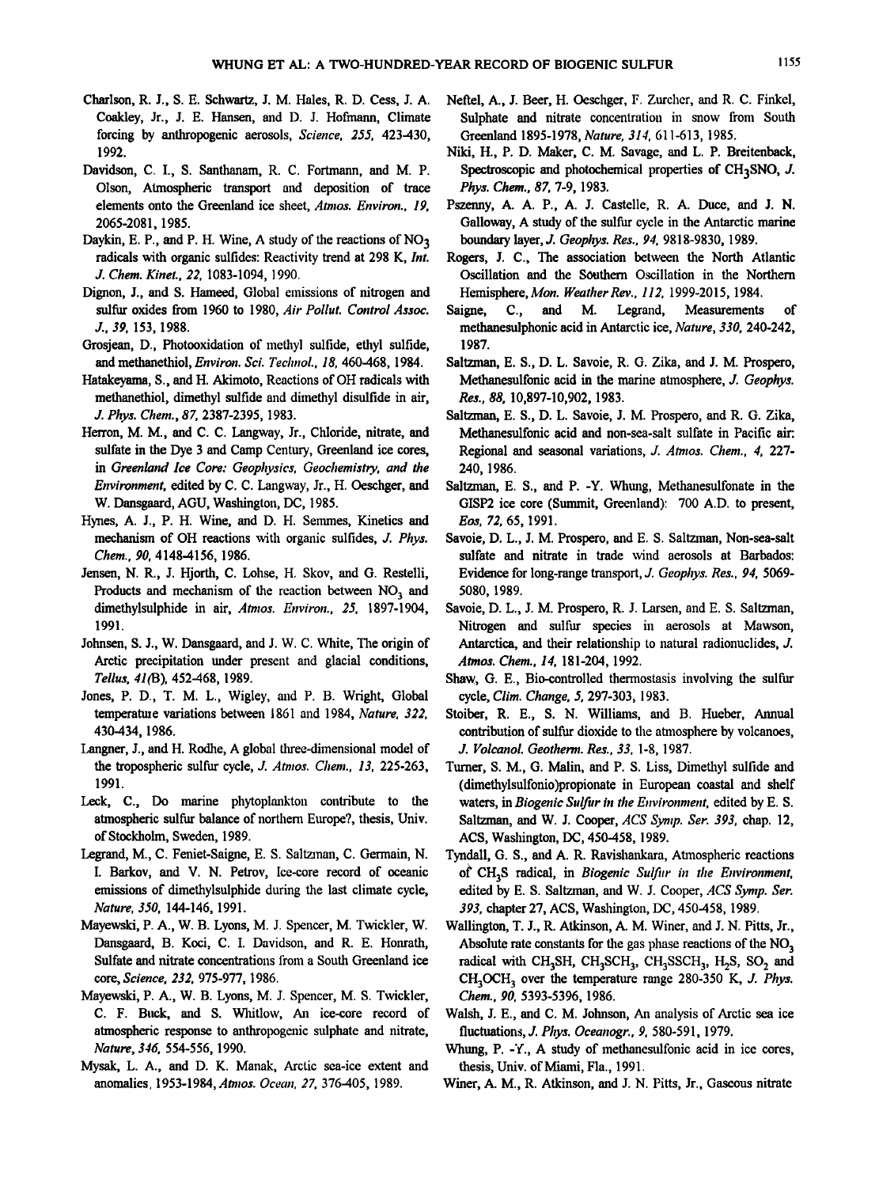Charlson, R. J., S. E. Schwartz, J. M. Hales, R. D. Cess, J. A. Coakley, Jr., J. E. Hansen, and D. J. Hofmann, Climate forcing by anthropogenic aerosols, *Science, 255,* 423-430, 1992.

Davidson, C. I., S. Santhanam, R. C. Fortmann, and M. P. Olson, Atmospheric transport and deposition of trace elements onto the Greenland ice sheet, *Atmos. Environ., 19,* 2065-2081, 1985.

Daykin, E. P., and P. H. Wine, A study of the reactions of $NO_3$ radicals with organic sulfides: Reactivity trend at 298 K, *Int. J. Chem. Kinet., 22,* 1083-1094, 1990.

Dignon, J., and S. Hameed, Global emissions of nitrogen and sulfur oxides from 1960 to 1980, *Air Pollut. Control Assoc. J., 39,* 153, 1988.

Grosjean, D., Photooxidation of methyl sulfide, ethyl sulfide, and methanethiol, *Environ. Sci. Technol., 18,* 460-468, 1984.

Hatakeyama, S., and H. Akimoto, Reactions of OH radicals with methanethiol, dimethyl sulfide and dimethyl disulfide in air, *J. Phys. Chem., 87,* 2387-2395, 1983.

Herron, M. M., and C. C. Langway, Jr., Chloride, nitrate, and sulfate in the Dye 3 and Camp Century, Greenland ice cores, in *Greenland Ice Core: Geophysics, Geochemistry, and the Environment,* edited by C. C. Langway, Jr., H. Oeschger, and W. Dansgaard, AGU, Washington, DC, 1985.

Hynes, A. J., P. H. Wine, and D. H. Semmes, Kinetics and mechanism of OH reactions with organic sulfides, *J. Phys. Chem., 90,* 4148-4156, 1986.

Jensen, N. R., J. Hjorth, C. Lohse, H. Skov, and G. Restelli, Products and mechanism of the reaction between $NO_3$ and dimethylsulphide in air, *Atmos. Environ., 25,* 1897-1904, 1991.

Johnsen, S. J., W. Dansgaard, and J. W. C. White, The origin of Arctic precipitation under present and glacial conditions, *Tellus, 41(B),* 452-468, 1989.

Jones, P. D., T. M. L., Wigley, and P. B. Wright, Global temperature variations between 1861 and 1984, *Nature, 322,* 430-434, 1986.

Langner, J., and H. Rodhe, A global three-dimensional model of the tropospheric sulfur cycle, *J. Atmos. Chem., 13,* 225-263, 1991.

Leck, C., Do marine phytoplankton contribute to the atmospheric sulfur balance of northern Europe?, thesis, Univ. of Stockholm, Sweden, 1989.

Legrand, M., C. Feniet-Saigne, E. S. Saltzman, C. Germain, N. I. Barkov, and V. N. Petrov, Ice-core record of oceanic emissions of dimethylsulphide during the last climate cycle, *Nature, 350,* 144-146, 1991.

Mayewski, P. A., W. B. Lyons, M. J. Spencer, M. Twickler, W. Dansgaard, B. Koci, C. I. Davidson, and R. E. Honrath, Sulfate and nitrate concentrations from a South Greenland ice core, *Science, 232,* 975-977, 1986.

Mayewski, P. A., W. B. Lyons, M. J. Spencer, M. S. Twickler, C. F. Buck, and S. Whitlow, An ice-core record of atmospheric response to anthropogenic sulphate and nitrate, *Nature, 346,* 554-556, 1990.

Mysak, L. A., and D. K. Manak, Arctic sea-ice extent and anomalies, 1953-1984, *Atmos. Ocean, 27,* 376-405, 1989.

Neftel, A., J. Beer, H. Oeschger, F. Zurcher, and R. C. Finkel, Sulphate and nitrate concentration in snow from South Greenland 1895-1978, *Nature, 314,* 611-613, 1985.

Niki, H., P. D. Maker, C. M. Savage, and L. P. Breitenback, Spectroscopic and photochemical properties of $CH_3SNO$, *J. Phys. Chem., 87,* 7-9, 1983.

Pszenny, A. A. P., A. J. Castelle, R. A. Duce, and J. N. Galloway, A study of the sulfur cycle in the Antarctic marine boundary layer, *J. Geophys. Res., 94,* 9818-9830, 1989.

Rogers, J. C., The association between the North Atlantic Oscillation and the Southern Oscillation in the Northern Hemisphere, *Mon. Weather Rev., 112,* 1999-2015, 1984.

Saigne, C., and M. Legrand, Measurements of methanesulphonic acid in Antarctic ice, *Nature, 330,* 240-242, 1987.

Saltzman, E. S., D. L. Savoie, R. G. Zika, and J. M. Prospero, Methanesulfonic acid in the marine atmosphere, *J. Geophys. Res., 88,* 10,897-10,902, 1983.

Saltzman, E. S., D. L. Savoie, J. M. Prospero, and R. G. Zika, Methanesulfonic acid and non-sea-salt sulfate in Pacific air: Regional and seasonal variations, *J. Atmos. Chem., 4,* 227-240, 1986.

Saltzman, E. S., and P. -Y. Whung, Methanesulfonate in the GISP2 ice core (Summit, Greenland): 700 A.D. to present, *Eos, 72,* 65, 1991.

Savoie, D. L., J. M. Prospero, and E. S. Saltzman, Non-sea-salt sulfate and nitrate in trade wind aerosols at Barbados: Evidence for long-range transport, *J. Geophys. Res., 94,* 5069-5080, 1989.

Savoie, D. L., J. M. Prospero, R. J. Larsen, and E. S. Saltzman, Nitrogen and sulfur species in aerosols at Mawson, Antarctica, and their relationship to natural radionuclides, *J. Atmos. Chem., 14,* 181-204, 1992.

Shaw, G. E., Bio-controlled thermostasis involving the sulfur cycle, *Clim. Change, 5,* 297-303, 1983.

Stoiber, R. E., S. N. Williams, and B. Hueber, Annual contribution of sulfur dioxide to the atmosphere by volcanoes, *J. Volcanol. Geotherm. Res., 33,* 1-8, 1987.

Turner, S. M., G. Malin, and P. S. Liss, Dimethyl sulfide and (dimethylsulfonio)propionate in European coastal and shelf waters, in *Biogenic Sulfur in the Environment,* edited by E. S. Saltzman, and W. J. Cooper, *ACS Symp. Ser. 393,* chap. 12, ACS, Washington, DC, 450-458, 1989.

Tyndall, G. S., and A. R. Ravishankara, Atmospheric reactions of $CH_3S$ radical, in *Biogenic Sulfur in the Environment,* edited by E. S. Saltzman, and W. J. Cooper, *ACS Symp. Ser. 393,* chapter 27, ACS, Washington, DC, 450-458, 1989.

Wallington, T. J., R. Atkinson, A. M. Winer, and J. N. Pitts, Jr., Absolute rate constants for the gas phase reactions of the $NO_3$ radical with $CH_3SH$, $CH_3SCH_3$, $CH_3SSCH_3$, $H_2S$, $SO_2$ and $CH_3OCH_3$ over the temperature range 280-350 K, *J. Phys. Chem., 90,* 5393-5396, 1986.

Walsh, J. E., and C. M. Johnson, An analysis of Arctic sea ice fluctuations, *J. Phys. Oceanogr., 9,* 580-591, 1979.

Whung, P. -Y., A study of methanesulfonic acid in ice cores, thesis, Univ. of Miami, Fla., 1991.

Winer, A. M., R. Atkinson, and J. N. Pitts, Jr., Gaseous nitrate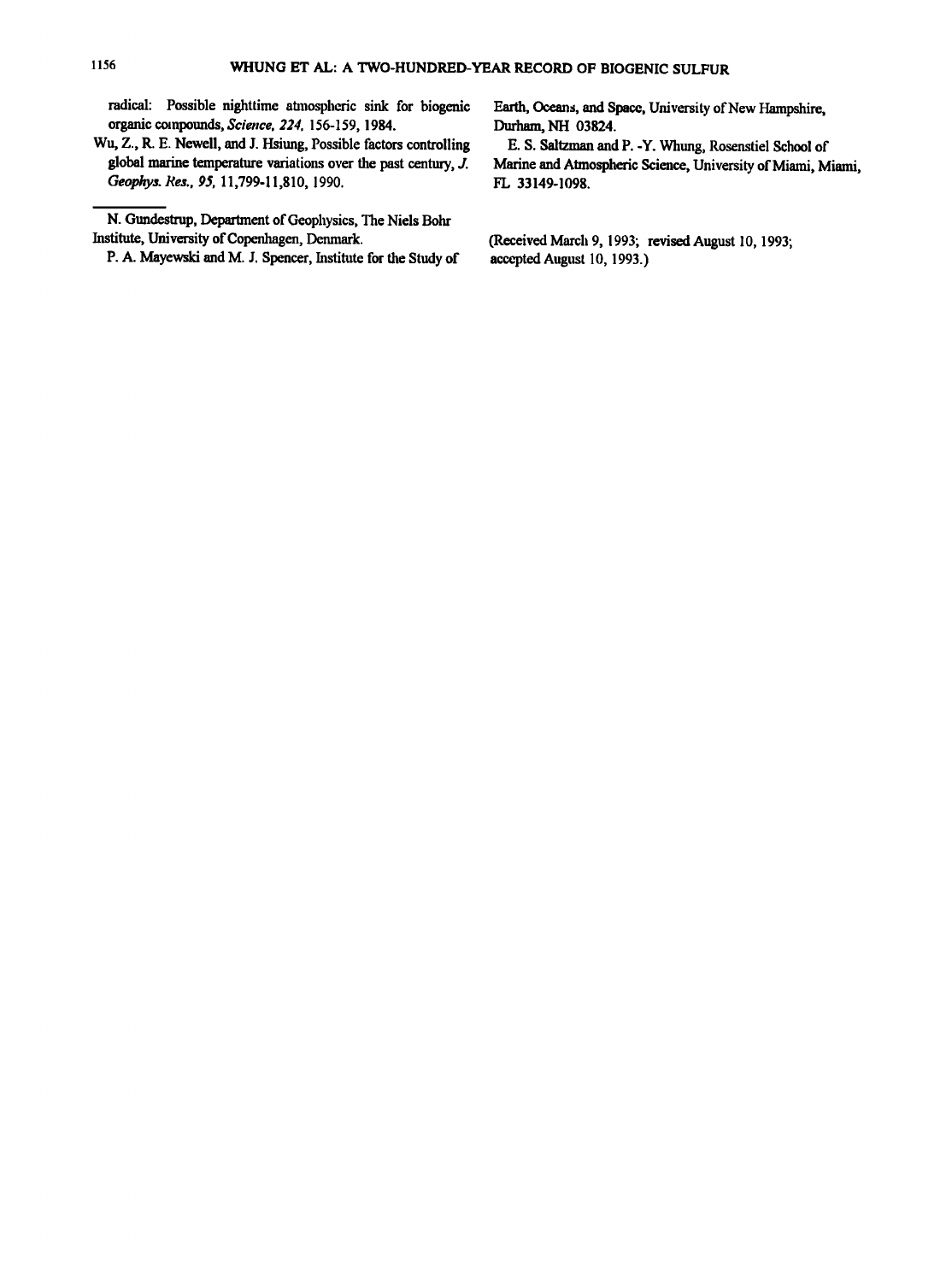radical: Possible nighttime atmospheric sink for biogenic organic compounds, *Science, 224,* 156-159, 1984.

Wu, Z., R. E. Newell, and J. Hsiung, Possible factors controlling global marine temperature variations over the past century, *J. Geophys. Res., 95,* 11,799-11,810, 1990.

---

N. Gundestrup, Department of Geophysics, The Niels Bohr Institute, University of Copenhagen, Denmark.

P. A. Mayewski and M. J. Spencer, Institute for the Study of Earth, Oceans, and Space, University of New Hampshire, Durham, NH 03824.

E. S. Saltzman and P. -Y. Whung, Rosenstiel School of Marine and Atmospheric Science, University of Miami, Miami, FL 33149-1098.

(Received March 9, 1993; revised August 10, 1993; accepted August 10, 1993.)